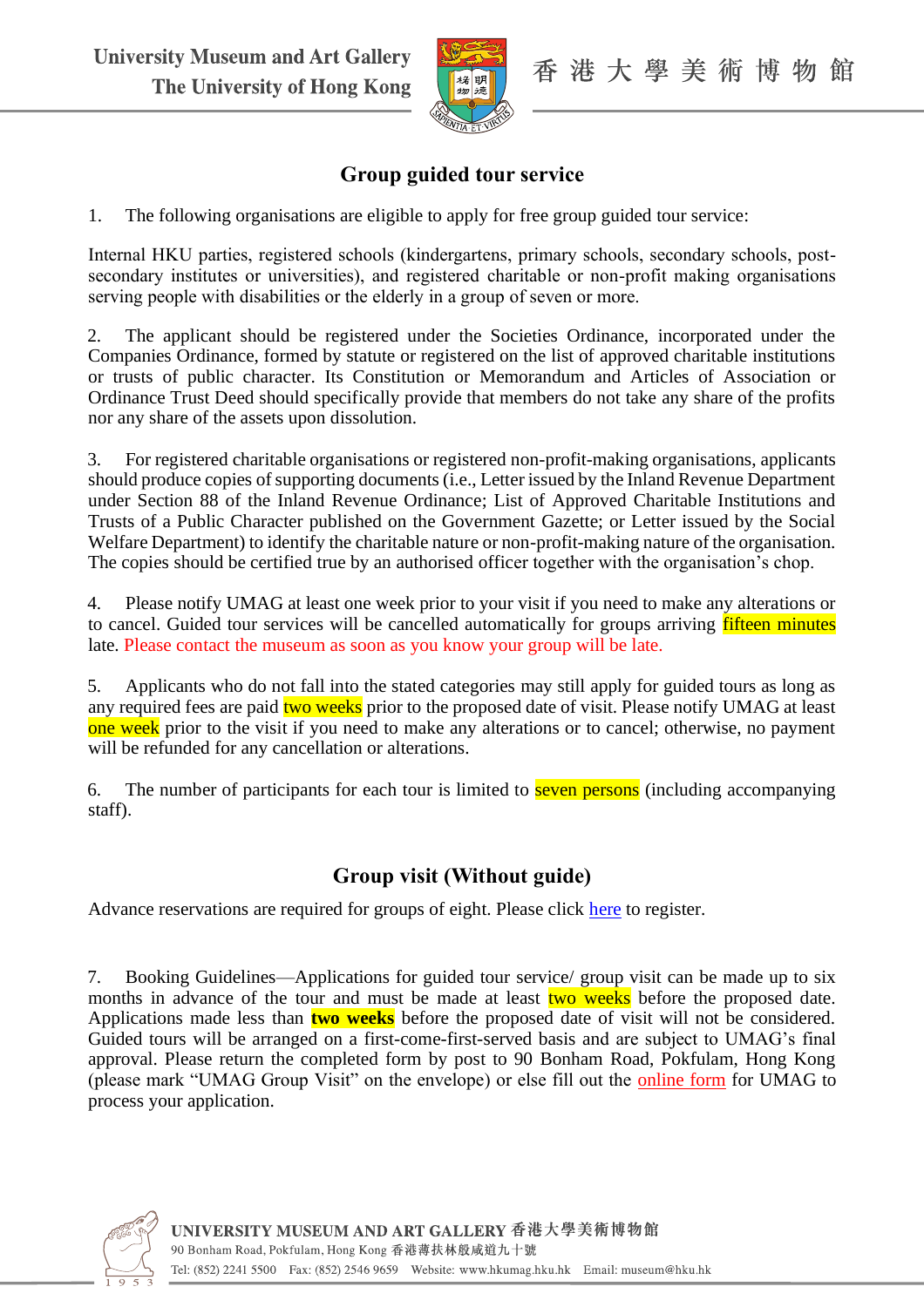University Museum and Art Gallery
The University of Hong Kong

香港大學美術博物館

## Group guided tour service

1. The following organisations are eligible to apply for free group guided tour service:

Internal HKU parties, registered schools (kindergartens, primary schools, secondary schools, post-secondary institutes or universities), and registered charitable or non-profit making organisations serving people with disabilities or the elderly in a group of seven or more.

2. The applicant should be registered under the Societies Ordinance, incorporated under the Companies Ordinance, formed by statute or registered on the list of approved charitable institutions or trusts of public character. Its Constitution or Memorandum and Articles of Association or Ordinance Trust Deed should specifically provide that members do not take any share of the profits nor any share of the assets upon dissolution.

3. For registered charitable organisations or registered non-profit-making organisations, applicants should produce copies of supporting documents (i.e., Letter issued by the Inland Revenue Department under Section 88 of the Inland Revenue Ordinance; List of Approved Charitable Institutions and Trusts of a Public Character published on the Government Gazette; or Letter issued by the Social Welfare Department) to identify the charitable nature or non-profit-making nature of the organisation. The copies should be certified true by an authorised officer together with the organisation's chop.

4. Please notify UMAG at least one week prior to your visit if you need to make any alterations or to cancel. Guided tour services will be cancelled automatically for groups arriving fifteen minutes late. Please contact the museum as soon as you know your group will be late.

5. Applicants who do not fall into the stated categories may still apply for guided tours as long as any required fees are paid two weeks prior to the proposed date of visit. Please notify UMAG at least one week prior to the visit if you need to make any alterations or to cancel; otherwise, no payment will be refunded for any cancellation or alterations.

6. The number of participants for each tour is limited to seven persons (including accompanying staff).

## Group visit (Without guide)

Advance reservations are required for groups of eight. Please click here to register.

7. Booking Guidelines—Applications for guided tour service/ group visit can be made up to six months in advance of the tour and must be made at least two weeks before the proposed date. Applications made less than **two weeks** before the proposed date of visit will not be considered. Guided tours will be arranged on a first-come-first-served basis and are subject to UMAG's final approval. Please return the completed form by post to 90 Bonham Road, Pokfulam, Hong Kong (please mark "UMAG Group Visit" on the envelope) or else fill out the online form for UMAG to process your application.

UNIVERSITY MUSEUM AND ART GALLERY 香港大學美術博物館
90 Bonham Road, Pokfulam, Hong Kong 香港薄扶林般咸道九十號
Tel: (852) 2241 5500 Fax: (852) 2546 9659 Website: www.hkumag.hku.hk Email: museum@hku.hk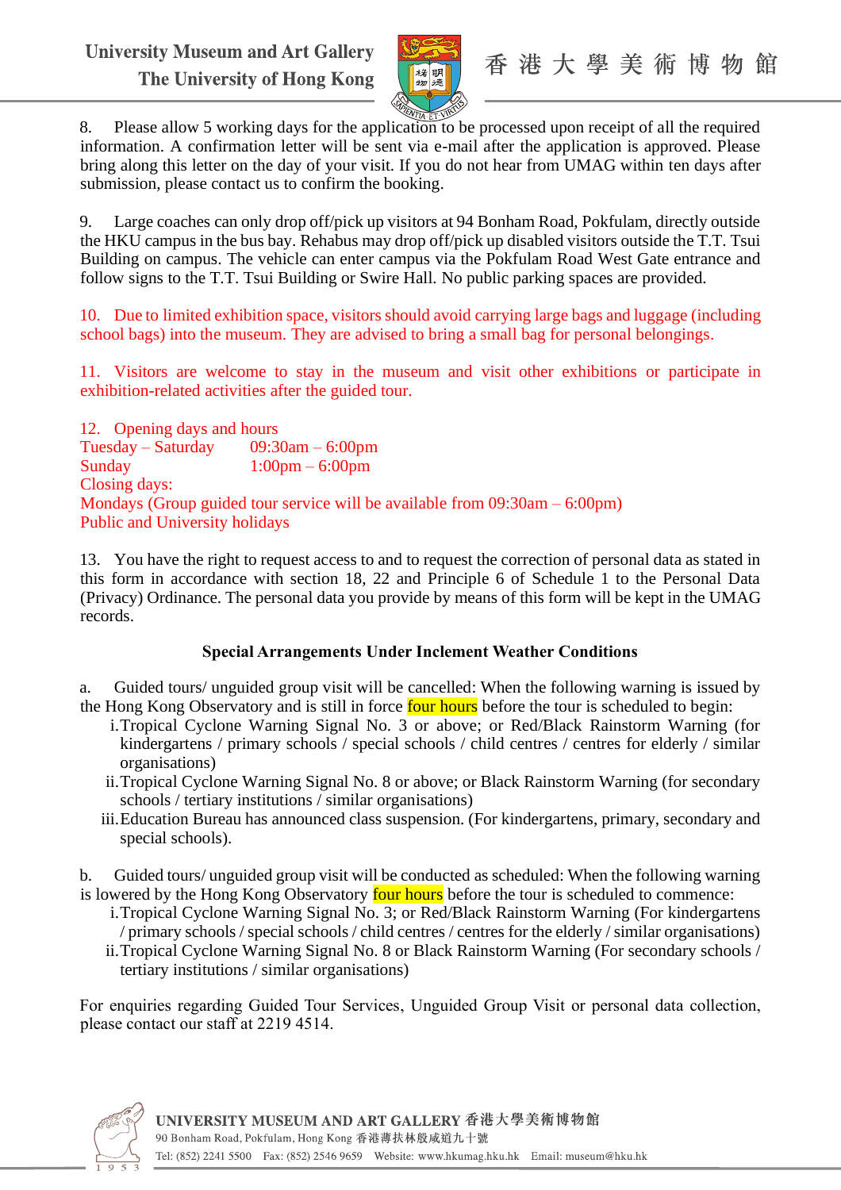8. Please allow 5 working days for the application to be processed upon receipt of all the required information. A confirmation letter will be sent via e-mail after the application is approved. Please bring along this letter on the day of your visit. If you do not hear from UMAG within ten days after submission, please contact us to confirm the booking.

9. Large coaches can only drop off/pick up visitors at 94 Bonham Road, Pokfulam, directly outside the HKU campus in the bus bay. Rehabus may drop off/pick up disabled visitors outside the T.T. Tsui Building on campus. The vehicle can enter campus via the Pokfulam Road West Gate entrance and follow signs to the T.T. Tsui Building or Swire Hall. No public parking spaces are provided.

10. Due to limited exhibition space, visitors should avoid carrying large bags and luggage (including school bags) into the museum. They are advised to bring a small bag for personal belongings.

11. Visitors are welcome to stay in the museum and visit other exhibitions or participate in exhibition-related activities after the guided tour.

12. Opening days and hours

| | |
|---|---|
| Tuesday – Saturday | 09:30am – 6:00pm |
| Sunday | 1:00pm – 6:00pm |

Closing days:
Mondays (Group guided tour service will be available from 09:30am – 6:00pm)
Public and University holidays

13. You have the right to request access to and to request the correction of personal data as stated in this form in accordance with section 18, 22 and Principle 6 of Schedule 1 to the Personal Data (Privacy) Ordinance. The personal data you provide by means of this form will be kept in the UMAG records.

**Special Arrangements Under Inclement Weather Conditions**

a. Guided tours/ unguided group visit will be cancelled: When the following warning is issued by the Hong Kong Observatory and is still in force four hours before the tour is scheduled to begin:

i. Tropical Cyclone Warning Signal No. 3 or above; or Red/Black Rainstorm Warning (for kindergartens / primary schools / special schools / child centres / centres for elderly / similar organisations)

ii. Tropical Cyclone Warning Signal No. 8 or above; or Black Rainstorm Warning (for secondary schools / tertiary institutions / similar organisations)

iii. Education Bureau has announced class suspension. (For kindergartens, primary, secondary and special schools).

b. Guided tours/ unguided group visit will be conducted as scheduled: When the following warning is lowered by the Hong Kong Observatory four hours before the tour is scheduled to commence:

i. Tropical Cyclone Warning Signal No. 3; or Red/Black Rainstorm Warning (For kindergartens / primary schools / special schools / child centres / centres for the elderly / similar organisations)

ii. Tropical Cyclone Warning Signal No. 8 or Black Rainstorm Warning (For secondary schools / tertiary institutions / similar organisations)

For enquiries regarding Guided Tour Services, Unguided Group Visit or personal data collection, please contact our staff at 2219 4514.